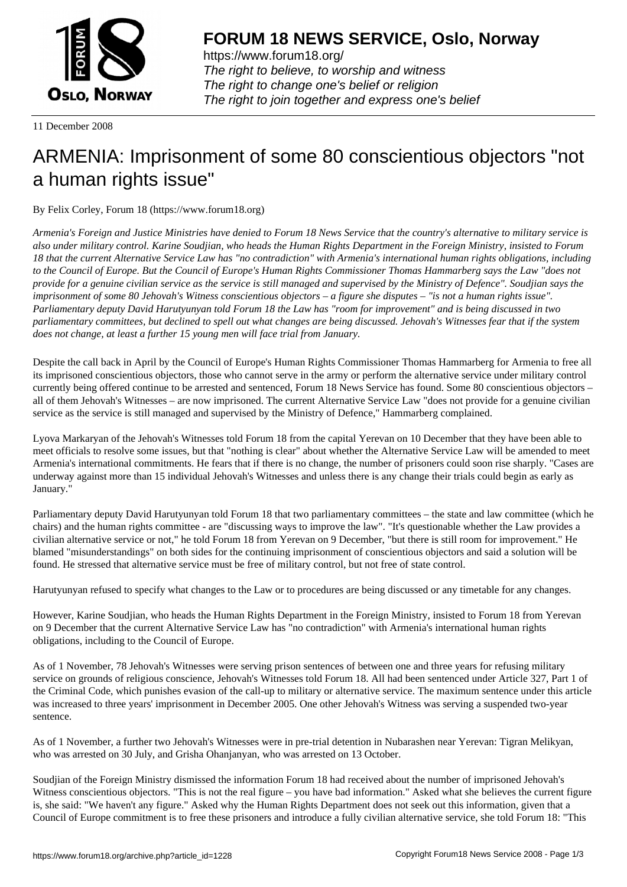11 December 2008

# ARMENIA: Imprisonment of some 80 conscientious objectors "not a human rights issue"

By Felix Corley, Forum 18 (https://www.forum18.org)

*Armenia's Foreign and Justice Ministries have denied to Forum 18 News Service that the country's alternative to military service is also under military control. Karine Soudjian, who heads the Human Rights Department in the Foreign Ministry, insisted to Forum 18 that the current Alternative Service Law has "no contradiction" with Armenia's international human rights obligations, including to the Council of Europe. But the Council of Europe's Human Rights Commissioner Thomas Hammarberg says the Law "does not provide for a genuine civilian service as the service is still managed and supervised by the Ministry of Defence". Soudjian says the imprisonment of some 80 Jehovah's Witness conscientious objectors – a figure she disputes – "is not a human rights issue". Parliamentary deputy David Harutyunyan told Forum 18 the Law has "room for improvement" and is being discussed in two parliamentary committees, but declined to spell out what changes are being discussed. Jehovah's Witnesses fear that if the system does not change, at least a further 15 young men will face trial from January.*

Despite the call back in April by the Council of Europe's Human Rights Commissioner Thomas Hammarberg for Armenia to free all its imprisoned conscientious objectors, those who cannot serve in the army or perform the alternative service under military control currently being offered continue to be arrested and sentenced, Forum 18 News Service has found. Some 80 conscientious objectors – all of them Jehovah's Witnesses – are now imprisoned. The current Alternative Service Law "does not provide for a genuine civilian service as the service is still managed and supervised by the Ministry of Defence," Hammarberg complained.

Lyova Markaryan of the Jehovah's Witnesses told Forum 18 from the capital Yerevan on 10 December that they have been able to meet officials to resolve some issues, but that "nothing is clear" about whether the Alternative Service Law will be amended to meet Armenia's international commitments. He fears that if there is no change, the number of prisoners could soon rise sharply. "Cases are underway against more than 15 individual Jehovah's Witnesses and unless there is any change their trials could begin as early as January."

Parliamentary deputy David Harutyunyan told Forum 18 that two parliamentary committees – the state and law committee (which he chairs) and the human rights committee - are "discussing ways to improve the law". "It's questionable whether the Law provides a civilian alternative service or not," he told Forum 18 from Yerevan on 9 December, "but there is still room for improvement." He blamed "misunderstandings" on both sides for the continuing imprisonment of conscientious objectors and said a solution will be found. He stressed that alternative service must be free of military control, but not free of state control.

Harutyunyan refused to specify what changes to the Law or to procedures are being discussed or any timetable for any changes.

However, Karine Soudjian, who heads the Human Rights Department in the Foreign Ministry, insisted to Forum 18 from Yerevan on 9 December that the current Alternative Service Law has "no contradiction" with Armenia's international human rights obligations, including to the Council of Europe.

As of 1 November, 78 Jehovah's Witnesses were serving prison sentences of between one and three years for refusing military service on grounds of religious conscience, Jehovah's Witnesses told Forum 18. All had been sentenced under Article 327, Part 1 of the Criminal Code, which punishes evasion of the call-up to military or alternative service. The maximum sentence under this article was increased to three years' imprisonment in December 2005. One other Jehovah's Witness was serving a suspended two-year sentence.

As of 1 November, a further two Jehovah's Witnesses were in pre-trial detention in Nubarashen near Yerevan: Tigran Melikyan, who was arrested on 30 July, and Grisha Ohanjanyan, who was arrested on 13 October.

Soudjian of the Foreign Ministry dismissed the information Forum 18 had received about the number of imprisoned Jehovah's Witness conscientious objectors. "This is not the real figure – you have bad information." Asked what she believes the current figure is, she said: "We haven't any figure." Asked why the Human Rights Department does not seek out this information, given that a Council of Europe commitment is to free these prisoners and introduce a fully civilian alternative service, she told Forum 18: "This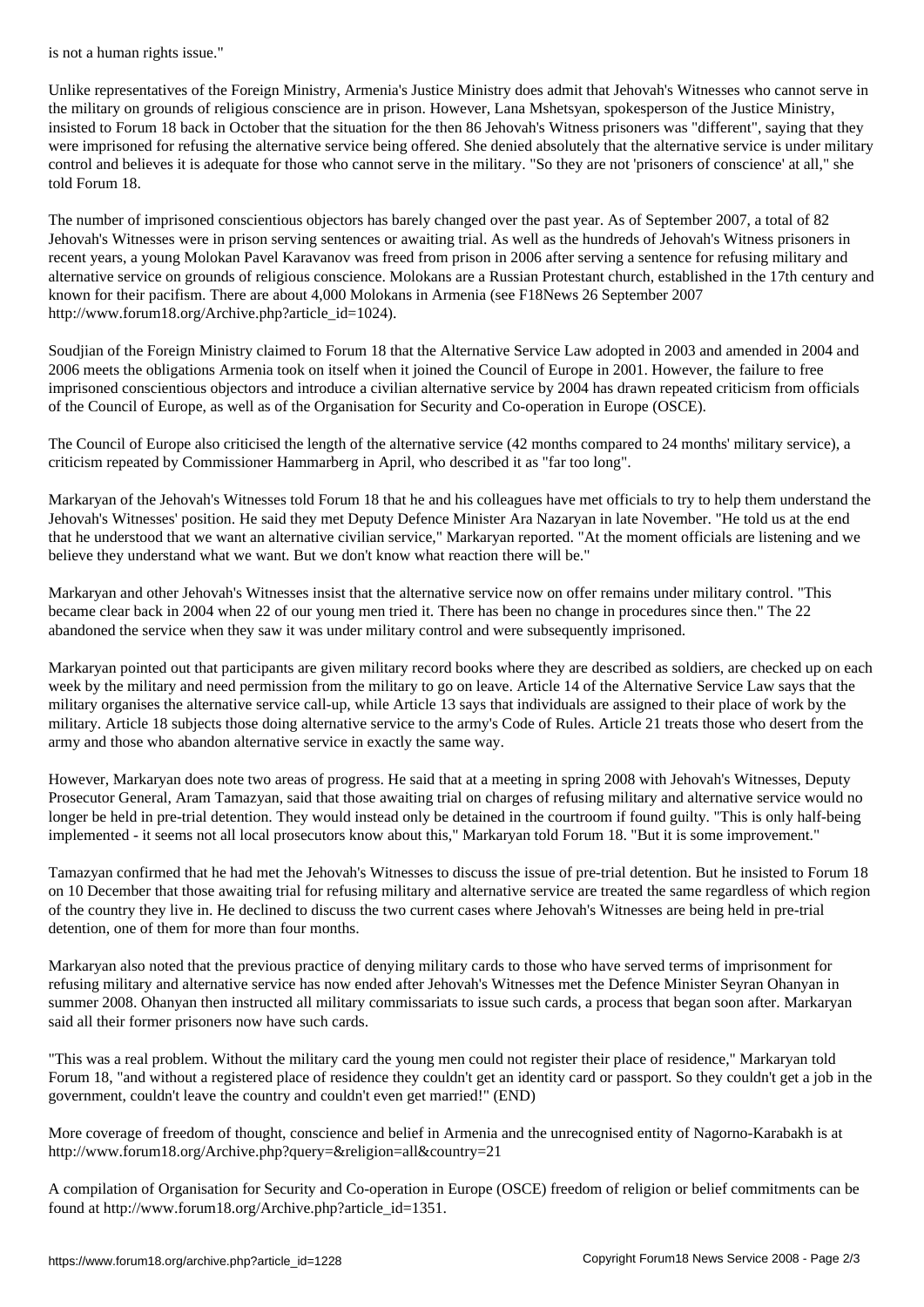is not a human rights issue."

Unlike representatives of the Foreign Ministry, Armenia's Justice Ministry does admit that Jehovah's Witnesses who cannot serve in the military on grounds of religious conscience are in prison. However, Lana Mshetsyan, spokesperson of the Justice Ministry, insisted to Forum 18 back in October that the situation for the then 86 Jehovah's Witness prisoners was "different", saying that they were imprisoned for refusing the alternative service being offered. She denied absolutely that the alternative service is under military control and believes it is adequate for those who cannot serve in the military. "So they are not 'prisoners of conscience' at all," she told Forum 18.

The number of imprisoned conscientious objectors has barely changed over the past year. As of September 2007, a total of 82 Jehovah's Witnesses were in prison serving sentences or awaiting trial. As well as the hundreds of Jehovah's Witness prisoners in recent years, a young Molokan Pavel Karavanov was freed from prison in 2006 after serving a sentence for refusing military and alternative service on grounds of religious conscience. Molokans are a Russian Protestant church, established in the 17th century and known for their pacifism. There are about 4,000 Molokans in Armenia (see F18News 26 September 2007 http://www.forum18.org/Archive.php?article_id=1024).

Soudjian of the Foreign Ministry claimed to Forum 18 that the Alternative Service Law adopted in 2003 and amended in 2004 and 2006 meets the obligations Armenia took on itself when it joined the Council of Europe in 2001. However, the failure to free imprisoned conscientious objectors and introduce a civilian alternative service by 2004 has drawn repeated criticism from officials of the Council of Europe, as well as of the Organisation for Security and Co-operation in Europe (OSCE).

The Council of Europe also criticised the length of the alternative service (42 months compared to 24 months' military service), a criticism repeated by Commissioner Hammarberg in April, who described it as "far too long".

Markaryan of the Jehovah's Witnesses told Forum 18 that he and his colleagues have met officials to try to help them understand the Jehovah's Witnesses' position. He said they met Deputy Defence Minister Ara Nazaryan in late November. "He told us at the end that he understood that we want an alternative civilian service," Markaryan reported. "At the moment officials are listening and we believe they understand what we want. But we don't know what reaction there will be."

Markaryan and other Jehovah's Witnesses insist that the alternative service now on offer remains under military control. "This became clear back in 2004 when 22 of our young men tried it. There has been no change in procedures since then." The 22 abandoned the service when they saw it was under military control and were subsequently imprisoned.

Markaryan pointed out that participants are given military record books where they are described as soldiers, are checked up on each week by the military and need permission from the military to go on leave. Article 14 of the Alternative Service Law says that the military organises the alternative service call-up, while Article 13 says that individuals are assigned to their place of work by the military. Article 18 subjects those doing alternative service to the army's Code of Rules. Article 21 treats those who desert from the army and those who abandon alternative service in exactly the same way.

However, Markaryan does note two areas of progress. He said that at a meeting in spring 2008 with Jehovah's Witnesses, Deputy Prosecutor General, Aram Tamazyan, said that those awaiting trial on charges of refusing military and alternative service would no longer be held in pre-trial detention. They would instead only be detained in the courtroom if found guilty. "This is only half-being implemented - it seems not all local prosecutors know about this," Markaryan told Forum 18. "But it is some improvement."

Tamazyan confirmed that he had met the Jehovah's Witnesses to discuss the issue of pre-trial detention. But he insisted to Forum 18 on 10 December that those awaiting trial for refusing military and alternative service are treated the same regardless of which region of the country they live in. He declined to discuss the two current cases where Jehovah's Witnesses are being held in pre-trial detention, one of them for more than four months.

Markaryan also noted that the previous practice of denying military cards to those who have served terms of imprisonment for refusing military and alternative service has now ended after Jehovah's Witnesses met the Defence Minister Seyran Ohanyan in summer 2008. Ohanyan then instructed all military commissariats to issue such cards, a process that began soon after. Markaryan said all their former prisoners now have such cards.

"This was a real problem. Without the military card the young men could not register their place of residence," Markaryan told Forum 18, "and without a registered place of residence they couldn't get an identity card or passport. So they couldn't get a job in the government, couldn't leave the country and couldn't even get married!" (END)

More coverage of freedom of thought, conscience and belief in Armenia and the unrecognised entity of Nagorno-Karabakh is at http://www.forum18.org/Archive.php?query=&religion=all&country=21

A compilation of Organisation for Security and Co-operation in Europe (OSCE) freedom of religion or belief commitments can be found at http://www.forum18.org/Archive.php?article_id=1351.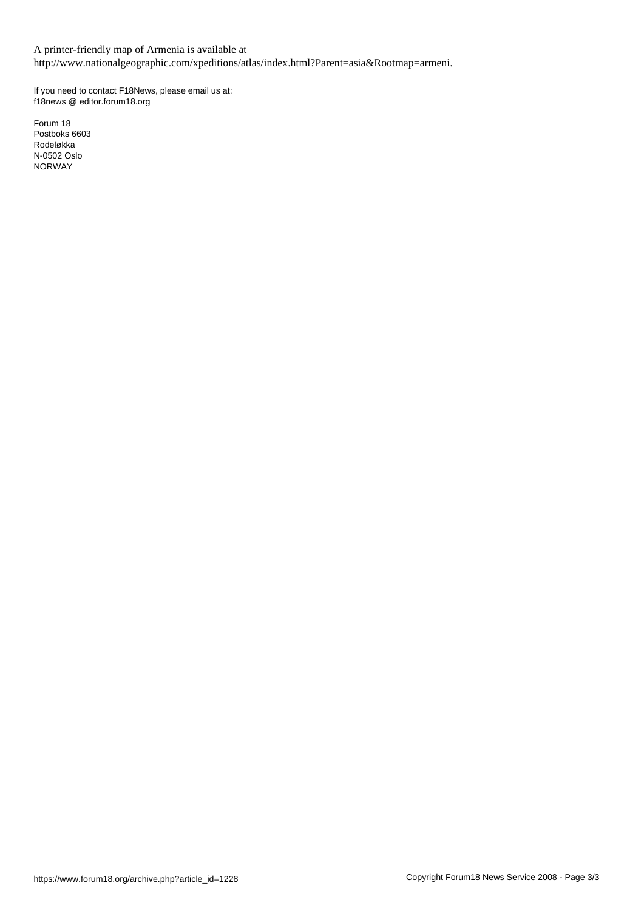A printer-friendly map of Armenia is available at
http://www.nationalgeographic.com/xpeditions/atlas/index.html?Parent=asia&Rootmap=armeni.

---

If you need to contact F18News, please email us at:
f18news @ editor.forum18.org

Forum 18
Postboks 6603
Rodeløkka
N-0502 Oslo
NORWAY